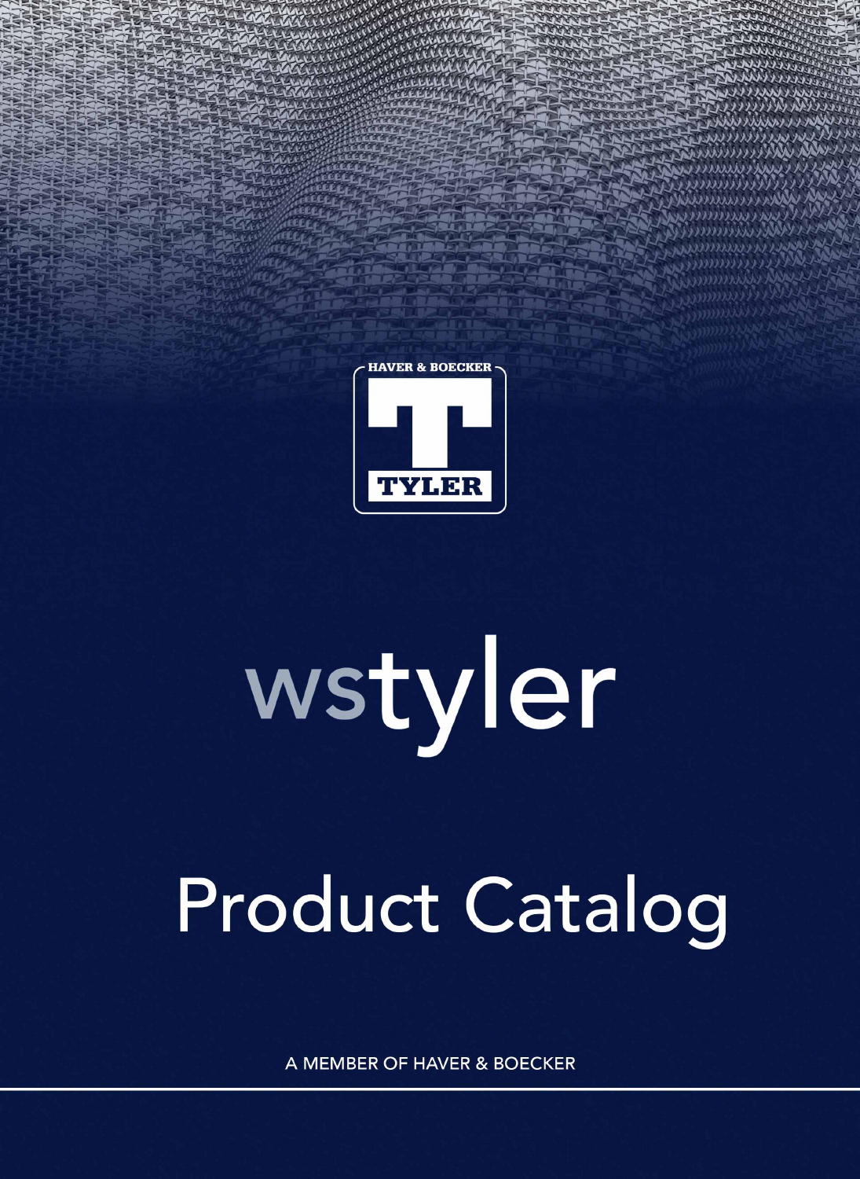HAVER & BOECKER

TYLER

# wstyler

# Product Catalog

A MEMBER OF HAVER & BOECKER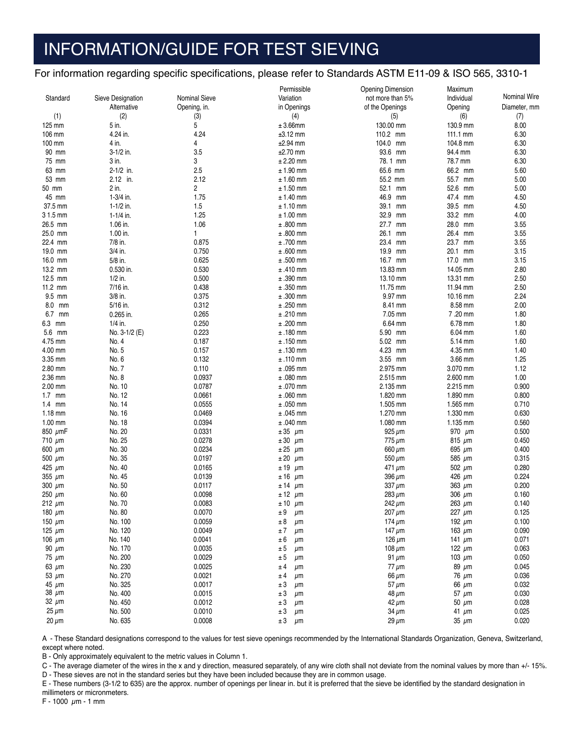# INFORMATION/GUIDE FOR TEST SIEVING

For information regarding specific specifications, please refer to Standards ASTM E11-09 & ISO 565, 3310-1

| Standard | Sieve Designation Alternative | Nominal Sieve Opening, in. | Permissible Variation in Openings | Opening Dimension not more than 5% of the Openings | Maximum Individual Opening | Nominal Wire Diameter, mm |
|---|---|---|---|---|---|---|
| (1) | (2) | (3) | (4) | (5) | (6) | (7) |
| 125 mm | 5 in. | 5 | ± 3.66mm | 130.00 mm | 130.9 mm | 8.00 |
| 106 mm | 4.24 in. | 4.24 | ±3.12 mm | 110.2 mm | 111.1 mm | 6.30 |
| 100 mm | 4 in. | 4 | ±2.94 mm | 104.0 mm | 104.8 mm | 6.30 |
| 90 mm | 3-1/2 in. | 3.5 | ±2.70 mm | 93.6 mm | 94.4 mm | 6.30 |
| 75 mm | 3 in. | 3 | ± 2.20 mm | 78. 1 mm | 78.7 mm | 6.30 |
| 63 mm | 2-1/2 in. | 2.5 | ± 1.90 mm | 65.6 mm | 66.2 mm | 5.60 |
| 53 mm | 2.12 in. | 2.12 | ± 1.60 mm | 55.2 mm | 55.7 mm | 5.00 |
| 50 mm | 2 in. | 2 | ± 1.50 mm | 52.1 mm | 52.6 mm | 5.00 |
| 45 mm | 1-3/4 in. | 1.75 | ± 1.40 mm | 46.9 mm | 47.4 mm | 4.50 |
| 37.5 mm | 1-1/2 in. | 1.5 | ± 1.10 mm | 39.1 mm | 39.5 mm | 4.50 |
| 3 1.5 mm | 1-1/4 in. | 1.25 | ± 1.00 mm | 32.9 mm | 33.2 mm | 4.00 |
| 26.5 mm | 1.06 in. | 1.06 | ± .800 mm | 27.7 mm | 28.0 mm | 3.55 |
| 25.0 mm | 1.00 in. | 1 | ± .800 mm | 26.1 mm | 26.4 mm | 3.55 |
| 22.4 mm | 7/8 in. | 0.875 | ± .700 mm | 23.4 mm | 23.7 mm | 3.55 |
| 19.0 mm | 3/4 in. | 0.750 | ± .600 mm | 19.9 mm | 20.1 mm | 3.15 |
| 16.0 mm | 5/8 in. | 0.625 | ± .500 mm | 16.7 mm | 17.0 mm | 3.15 |
| 13.2 mm | 0.530 in. | 0.530 | ± .410 mm | 13.83 mm | 14.05 mm | 2.80 |
| 12.5 mm | 1/2 in. | 0.500 | ± .390 mm | 13.10 mm | 13.31 mm | 2.50 |
| 11.2 mm | 7/16 in. | 0.438 | ± .350 mm | 11.75 mm | 11.94 mm | 2.50 |
| 9.5 mm | 3/8 in. | 0.375 | ± .300 mm | 9.97 mm | 10.16 mm | 2.24 |
| 8.0 mm | 5/16 in. | 0.312 | ± .250 mm | 8.41 mm | 8.58 mm | 2.00 |
| 6.7 mm | 0.265 in. | 0.265 | ± .210 mm | 7.05 mm | 7 .20 mm | 1.80 |
| 6.3 mm | 1/4 in. | 0.250 | ± .200 mm | 6.64 mm | 6.78 mm | 1.80 |
| 5.6 mm | No. 3-1/2 (E) | 0.223 | ± .180 mm | 5.90 mm | 6.04 mm | 1.60 |
| 4.75 mm | No. 4 | 0.187 | ± .150 mm | 5.02 mm | 5.14 mm | 1.60 |
| 4.00 mm | No. 5 | 0.157 | ± .130 mm | 4.23 mm | 4.35 mm | 1.40 |
| 3.35 mm | No. 6 | 0.132 | ± .110 mm | 3.55 mm | 3.66 mm | 1.25 |
| 2.80 mm | No. 7 | 0.110 | ± .095 mm | 2.975 mm | 3.070 mm | 1.12 |
| 2.36 mm | No. 8 | 0.0937 | ± .080 mm | 2.515 mm | 2.600 mm | 1.00 |
| 2.00 mm | No. 10 | 0.0787 | ± .070 mm | 2.135 mm | 2.215 mm | 0.900 |
| 1.7 mm | No. 12 | 0.0661 | ± .060 mm | 1.820 mm | 1.890 mm | 0.800 |
| 1.4 mm | No. 14 | 0.0555 | ± .050 mm | 1.505 mm | 1.565 mm | 0.710 |
| 1.18 mm | No. 16 | 0.0469 | ± .045 mm | 1.270 mm | 1.330 mm | 0.630 |
| 1.00 mm | No. 18 | 0.0394 | ± .040 mm | 1.080 mm | 1.135 mm | 0.560 |
| 850 μmF | No. 20 | 0.0331 | ± 35 μm | 925 μm | 970 μm | 0.500 |
| 710 μm | No. 25 | 0.0278 | ± 30 μm | 775 μm | 815 μm | 0.450 |
| 600 μm | No. 30 | 0.0234 | ± 25 μm | 660 μm | 695 μm | 0.400 |
| 500 μm | No. 35 | 0.0197 | ± 20 μm | 550 μm | 585 μm | 0.315 |
| 425 μm | No. 40 | 0.0165 | ± 19 μm | 471 μm | 502 μm | 0.280 |
| 355 μm | No. 45 | 0.0139 | ± 16 μm | 396 μm | 426 μm | 0.224 |
| 300 μm | No. 50 | 0.0117 | ± 14 μm | 337 μm | 363 μm | 0.200 |
| 250 μm | No. 60 | 0.0098 | ± 12 μm | 283 μm | 306 μm | 0.160 |
| 212 μm | No. 70 | 0.0083 | ± 10 μm | 242 μm | 263 μm | 0.140 |
| 180 μm | No. 80 | 0.0070 | ± 9 μm | 207 μm | 227 μm | 0.125 |
| 150 μm | No. 100 | 0.0059 | ± 8 μm | 174 μm | 192 μm | 0.100 |
| 125 μm | No. 120 | 0.0049 | ± 7 μm | 147 μm | 163 μm | 0.090 |
| 106 μm | No. 140 | 0.0041 | ± 6 μm | 126 μm | 141 μm | 0.071 |
| 90 μm | No. 170 | 0.0035 | ± 5 μm | 108 μm | 122 μm | 0.063 |
| 75 μm | No. 200 | 0.0029 | ± 5 μm | 91 μm | 103 μm | 0.050 |
| 63 μm | No. 230 | 0.0025 | ± 4 μm | 77 μm | 89 μm | 0.045 |
| 53 μm | No. 270 | 0.0021 | ± 4 μm | 66 μm | 76 μm | 0.036 |
| 45 μm | No. 325 | 0.0017 | ± 3 μm | 57 μm | 66 μm | 0.032 |
| 38 μm | No. 400 | 0.0015 | ± 3 μm | 48 μm | 57 μm | 0.030 |
| 32 μm | No. 450 | 0.0012 | ± 3 μm | 42 μm | 50 μm | 0.028 |
| 25 μm | No. 500 | 0.0010 | ± 3 μm | 34 μm | 41 μm | 0.025 |
| 20 μm | No. 635 | 0.0008 | ± 3 μm | 29 μm | 35 μm | 0.020 |

A - These Standard designations correspond to the values for test sieve openings recommended by the International Standards Organization, Geneva, Switzerland, except where noted.

B - Only approximately equivalent to the metric values in Column 1.

C - The average diameter of the wires in the x and y direction, measured separately, of any wire cloth shall not deviate from the nominal values by more than +/- 15%.

D - These sieves are not in the standard series but they have been included because they are in common usage.

E - These numbers (3-1/2 to 635) are the approx. number of openings per linear in. but it is preferred that the sieve be identified by the standard designation in millimeters or micronmeters.

F - 1000 μm - 1 mm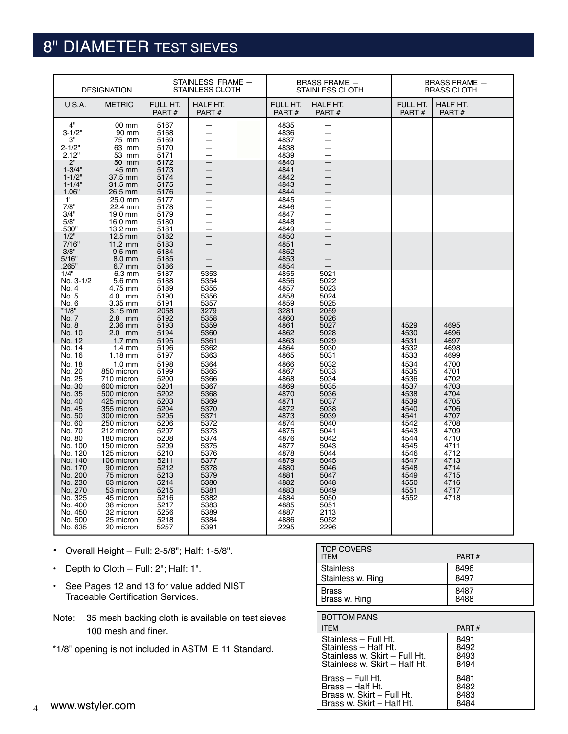# 8" DIAMETER TEST SIEVES

| DESIGNATION | | STAINLESS FRAME — STAINLESS CLOTH | | | BRASS FRAME — STAINLESS CLOTH | | | BRASS FRAME — BRASS CLOTH | | |
|---|---|---|---|---|---|---|---|---|---|---|
| U.S.A. | METRIC | FULL HT. PART # | HALF HT. PART # | | FULL HT. PART # | HALF HT. PART # | | FULL HT. PART # | HALF HT. PART # | |
| 4" | 00 mm | 5167 | — | | 4835 | — | | | | |
| 3-1/2" | 90 mm | 5168 | — | | 4836 | — | | | | |
| 3" | 75 mm | 5169 | — | | 4837 | — | | | | |
| 2-1/2" | 63 mm | 5170 | — | | 4838 | — | | | | |
| 2.12" | 53 mm | 5171 | — | | 4839 | — | | | | |
| 2" | 50 mm | 5172 | — | | 4840 | — | | | | |
| 1-3/4" | 45 mm | 5173 | — | | 4841 | — | | | | |
| 1-1/2" | 37.5 mm | 5174 | — | | 4842 | — | | | | |
| 1-1/4" | 31.5 mm | 5175 | — | | 4843 | — | | | | |
| 1.06" | 26.5 mm | 5176 | — | | 4844 | — | | | | |
| 1" | 25.0 mm | 5177 | — | | 4845 | — | | | | |
| 7/8" | 22.4 mm | 5178 | — | | 4846 | — | | | | |
| 3/4" | 19.0 mm | 5179 | — | | 4847 | — | | | | |
| 5/8" | 16.0 mm | 5180 | — | | 4848 | — | | | | |
| .530" | 13.2 mm | 5181 | — | | 4849 | — | | | | |
| 1/2" | 12.5 mm | 5182 | — | | 4850 | — | | | | |
| 7/16" | 11.2 mm | 5183 | — | | 4851 | — | | | | |
| 3/8" | 9.5 mm | 5184 | — | | 4852 | — | | | | |
| 5/16" | 8.0 mm | 5185 | — | | 4853 | — | | | | |
| .265" | 6.7 mm | 5186 | — | | 4854 | — | | | | |
| 1/4" | 6.3 mm | 5187 | 5353 | | 4855 | 5021 | | | | |
| No. 3-1/2 | 5.6 mm | 5188 | 5354 | | 4856 | 5022 | | | | |
| No. 4 | 4.75 mm | 5189 | 5355 | | 4857 | 5023 | | | | |
| No. 5 | 4.0 mm | 5190 | 5356 | | 4858 | 5024 | | | | |
| No. 6 | 3.35 mm | 5191 | 5357 | | 4859 | 5025 | | | | |
| *1/8" | 3.15 mm | 2058 | 3279 | | 3281 | 2059 | | | | |
| No. 7 | 2.8 mm | 5192 | 5358 | | 4860 | 5026 | | | | |
| No. 8 | 2.36 mm | 5193 | 5359 | | 4861 | 5027 | | 4529 | 4695 | |
| No. 10 | 2.0 mm | 5194 | 5360 | | 4862 | 5028 | | 4530 | 4696 | |
| No. 12 | 1.7 mm | 5195 | 5361 | | 4863 | 5029 | | 4531 | 4697 | |
| No. 14 | 1.4 mm | 5196 | 5362 | | 4864 | 5030 | | 4532 | 4698 | |
| No. 16 | 1.18 mm | 5197 | 5363 | | 4865 | 5031 | | 4533 | 4699 | |
| No. 18 | 1.0 mm | 5198 | 5364 | | 4866 | 5032 | | 4534 | 4700 | |
| No. 20 | 850 micron | 5199 | 5365 | | 4867 | 5033 | | 4535 | 4701 | |
| No. 25 | 710 micron | 5200 | 5366 | | 4868 | 5034 | | 4536 | 4702 | |
| No. 30 | 600 micron | 5201 | 5367 | | 4869 | 5035 | | 4537 | 4703 | |
| No. 35 | 500 micron | 5202 | 5368 | | 4870 | 5036 | | 4538 | 4704 | |
| No. 40 | 425 micron | 5203 | 5369 | | 4871 | 5037 | | 4539 | 4705 | |
| No. 45 | 355 micron | 5204 | 5370 | | 4872 | 5038 | | 4540 | 4706 | |
| No. 50 | 300 micron | 5205 | 5371 | | 4873 | 5039 | | 4541 | 4707 | |
| No. 60 | 250 micron | 5206 | 5372 | | 4874 | 5040 | | 4542 | 4708 | |
| No. 70 | 212 micron | 5207 | 5373 | | 4875 | 5041 | | 4543 | 4709 | |
| No. 80 | 180 micron | 5208 | 5374 | | 4876 | 5042 | | 4544 | 4710 | |
| No. 100 | 150 micron | 5209 | 5375 | | 4877 | 5043 | | 4545 | 4711 | |
| No. 120 | 125 micron | 5210 | 5376 | | 4878 | 5044 | | 4546 | 4712 | |
| No. 140 | 106 micron | 5211 | 5377 | | 4879 | 5045 | | 4547 | 4713 | |
| No. 170 | 90 micron | 5212 | 5378 | | 4880 | 5046 | | 4548 | 4714 | |
| No. 200 | 75 micron | 5213 | 5379 | | 4881 | 5047 | | 4549 | 4715 | |
| No. 230 | 63 micron | 5214 | 5380 | | 4882 | 5048 | | 4550 | 4716 | |
| No. 270 | 53 micron | 5215 | 5381 | | 4883 | 5049 | | 4551 | 4717 | |
| No. 325 | 45 micron | 5216 | 5382 | | 4884 | 5050 | | 4552 | 4718 | |
| No. 400 | 38 micron | 5217 | 5383 | | 4885 | 5051 | | | | |
| No. 450 | 32 micron | 5256 | 5389 | | 4887 | 2113 | | | | |
| No. 500 | 25 micron | 5218 | 5384 | | 4886 | 5052 | | | | |
| No. 635 | 20 micron | 5257 | 5391 | | 2295 | 2296 | | | | |

- Overall Height – Full: 2-5/8"; Half: 1-5/8".
- Depth to Cloth – Full: 2"; Half: 1".
- See Pages 12 and 13 for value added NIST Traceable Certification Services.

Note: 35 mesh backing cloth is available on test sieves 100 mesh and finer.

*1/8" opening is not included in ASTM E 11 Standard.

| TOP COVERS ITEM | PART # | |
|---|---|---|
| Stainless | 8496 | |
| Stainless w. Ring | 8497 | |
| Brass | 8487 | |
| Brass w. Ring | 8488 | |

| BOTTOM PANS ITEM | PART # | |
|---|---|---|
| Stainless – Full Ht. | 8491 | |
| Stainless – Half Ht. | 8492 | |
| Stainless w. Skirt – Full Ht. | 8493 | |
| Stainless w. Skirt – Half Ht. | 8494 | |
| Brass – Full Ht. | 8481 | |
| Brass – Half Ht. | 8482 | |
| Brass w. Skirt – Full Ht. | 8483 | |
| Brass w. Skirt – Half Ht. | 8484 | |

www.wstyler.com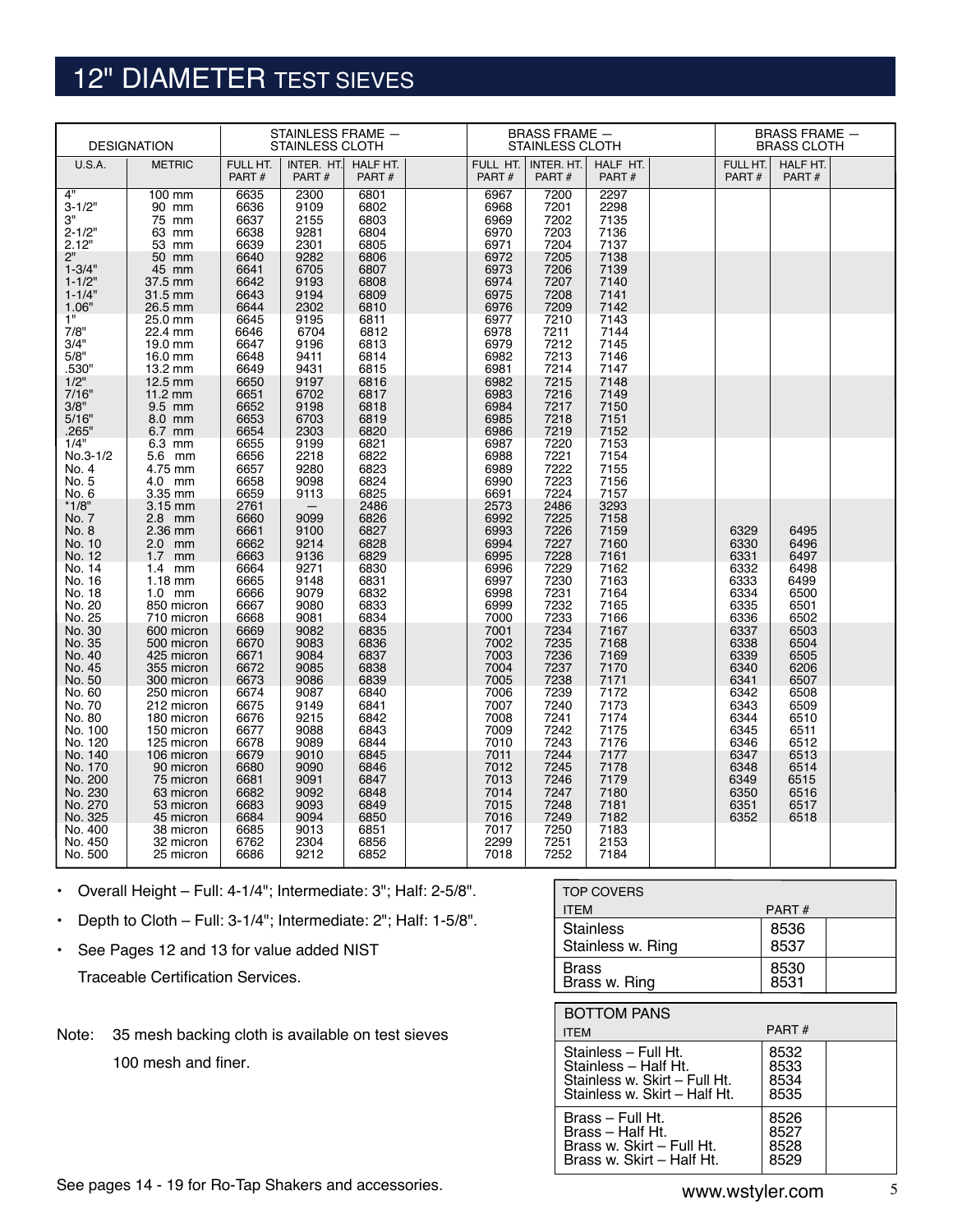# 12" DIAMETER TEST SIEVES

| DESIGNATION | | STAINLESS FRAME — STAINLESS CLOTH | | | | BRASS FRAME — STAINLESS CLOTH | | | | BRASS FRAME — BRASS CLOTH | | |
|---|---|---|---|---|---|---|---|---|---|---|---|---|
| U.S.A. | METRIC | FULL HT. PART # | INTER. HT. PART # | HALF HT. PART # | | FULL HT. PART # | INTER. HT. PART # | HALF HT. PART # | | FULL HT. PART # | HALF HT. PART # | |
| 4" | 100 mm | 6635 | 2300 | 6801 | | 6967 | 7200 | 2297 | | | | |
| 3-1/2" | 90 mm | 6636 | 9109 | 6802 | | 6968 | 7201 | 2298 | | | | |
| 3" | 75 mm | 6637 | 2155 | 6803 | | 6969 | 7202 | 7135 | | | | |
| 2-1/2" | 63 mm | 6638 | 9281 | 6804 | | 6970 | 7203 | 7136 | | | | |
| 2.12" | 53 mm | 6639 | 2301 | 6805 | | 6971 | 7204 | 7137 | | | | |
| 2" | 50 mm | 6640 | 9282 | 6806 | | 6972 | 7205 | 7138 | | | | |
| 1-3/4" | 45 mm | 6641 | 6705 | 6807 | | 6973 | 7206 | 7139 | | | | |
| 1-1/2" | 37.5 mm | 6642 | 9193 | 6808 | | 6974 | 7207 | 7140 | | | | |
| 1-1/4" | 31.5 mm | 6643 | 9194 | 6809 | | 6975 | 7208 | 7141 | | | | |
| 1.06" | 26.5 mm | 6644 | 2302 | 6810 | | 6976 | 7209 | 7142 | | | | |
| 1" | 25.0 mm | 6645 | 9195 | 6811 | | 6977 | 7210 | 7143 | | | | |
| 7/8" | 22.4 mm | 6646 | 6704 | 6812 | | 6978 | 7211 | 7144 | | | | |
| 3/4" | 19.0 mm | 6647 | 9196 | 6813 | | 6979 | 7212 | 7145 | | | | |
| 5/8" | 16.0 mm | 6648 | 9411 | 6814 | | 6982 | 7213 | 7146 | | | | |
| .530" | 13.2 mm | 6649 | 9431 | 6815 | | 6981 | 7214 | 7147 | | | | |
| 1/2" | 12.5 mm | 6650 | 9197 | 6816 | | 6982 | 7215 | 7148 | | | | |
| 7/16" | 11.2 mm | 6651 | 6702 | 6817 | | 6983 | 7216 | 7149 | | | | |
| 3/8" | 9.5 mm | 6652 | 9198 | 6818 | | 6984 | 7217 | 7150 | | | | |
| 5/16" | 8.0 mm | 6653 | 6703 | 6819 | | 6985 | 7218 | 7151 | | | | |
| .265" | 6.7 mm | 6654 | 2303 | 6820 | | 6986 | 7219 | 7152 | | | | |
| 1/4" | 6.3 mm | 6655 | 9199 | 6821 | | 6987 | 7220 | 7153 | | | | |
| No.3-1/2 | 5.6 mm | 6656 | 2218 | 6822 | | 6988 | 7221 | 7154 | | | | |
| No. 4 | 4.75 mm | 6657 | 9280 | 6823 | | 6989 | 7222 | 7155 | | | | |
| No. 5 | 4.0 mm | 6658 | 9098 | 6824 | | 6990 | 7223 | 7156 | | | | |
| No. 6 | 3.35 mm | 6659 | 9113 | 6825 | | 6691 | 7224 | 7157 | | | | |
| *1/8" | 3.15 mm | 2761 | — | 2486 | | 2573 | 2486 | 3293 | | | | |
| No. 7 | 2.8 mm | 6660 | 9099 | 6826 | | 6992 | 7225 | 7158 | | | | |
| No. 8 | 2.36 mm | 6661 | 9100 | 6827 | | 6993 | 7226 | 7159 | | 6329 | 6495 | |
| No. 10 | 2.0 mm | 6662 | 9214 | 6828 | | 6994 | 7227 | 7160 | | 6330 | 6496 | |
| No. 12 | 1.7 mm | 6663 | 9136 | 6829 | | 6995 | 7228 | 7161 | | 6331 | 6497 | |
| No. 14 | 1.4 mm | 6664 | 9271 | 6830 | | 6996 | 7229 | 7162 | | 6332 | 6498 | |
| No. 16 | 1.18 mm | 6665 | 9148 | 6831 | | 6997 | 7230 | 7163 | | 6333 | 6499 | |
| No. 18 | 1.0 mm | 6666 | 9079 | 6832 | | 6998 | 7231 | 7164 | | 6334 | 6500 | |
| No. 20 | 850 micron | 6667 | 9080 | 6833 | | 6999 | 7232 | 7165 | | 6335 | 6501 | |
| No. 25 | 710 micron | 6668 | 9081 | 6834 | | 7000 | 7233 | 7166 | | 6336 | 6502 | |
| No. 30 | 600 micron | 6669 | 9082 | 6835 | | 7001 | 7234 | 7167 | | 6337 | 6503 | |
| No. 35 | 500 micron | 6670 | 9083 | 6836 | | 7002 | 7235 | 7168 | | 6338 | 6504 | |
| No. 40 | 425 micron | 6671 | 9084 | 6837 | | 7003 | 7236 | 7169 | | 6339 | 6505 | |
| No. 45 | 355 micron | 6672 | 9085 | 6838 | | 7004 | 7237 | 7170 | | 6340 | 6206 | |
| No. 50 | 300 micron | 6673 | 9086 | 6839 | | 7005 | 7238 | 7171 | | 6341 | 6507 | |
| No. 60 | 250 micron | 6674 | 9087 | 6840 | | 7006 | 7239 | 7172 | | 6342 | 6508 | |
| No. 70 | 212 micron | 6675 | 9149 | 6841 | | 7007 | 7240 | 7173 | | 6343 | 6509 | |
| No. 80 | 180 micron | 6676 | 9215 | 6842 | | 7008 | 7241 | 7174 | | 6344 | 6510 | |
| No. 100 | 150 micron | 6677 | 9088 | 6843 | | 7009 | 7242 | 7175 | | 6345 | 6511 | |
| No. 120 | 125 micron | 6678 | 9089 | 6844 | | 7010 | 7243 | 7176 | | 6346 | 6512 | |
| No. 140 | 106 micron | 6679 | 9010 | 6845 | | 7011 | 7244 | 7177 | | 6347 | 6513 | |
| No. 170 | 90 micron | 6680 | 9090 | 6846 | | 7012 | 7245 | 7178 | | 6348 | 6514 | |
| No. 200 | 75 micron | 6681 | 9091 | 6847 | | 7013 | 7246 | 7179 | | 6349 | 6515 | |
| No. 230 | 63 micron | 6682 | 9092 | 6848 | | 7014 | 7247 | 7180 | | 6350 | 6516 | |
| No. 270 | 53 micron | 6683 | 9093 | 6849 | | 7015 | 7248 | 7181 | | 6351 | 6517 | |
| No. 325 | 45 micron | 6684 | 9094 | 6850 | | 7016 | 7249 | 7182 | | 6352 | 6518 | |
| No. 400 | 38 micron | 6685 | 9013 | 6851 | | 7017 | 7250 | 7183 | | | | |
| No. 450 | 32 micron | 6762 | 2304 | 6856 | | 2299 | 7251 | 2153 | | | | |
| No. 500 | 25 micron | 6686 | 9212 | 6852 | | 7018 | 7252 | 7184 | | | | |

- Overall Height – Full: 4-1/4"; Intermediate: 3"; Half: 2-5/8".
- Depth to Cloth – Full: 3-1/4"; Intermediate: 2"; Half: 1-5/8".
- See Pages 12 and 13 for value added NIST Traceable Certification Services.

Note: 35 mesh backing cloth is available on test sieves 100 mesh and finer.

| TOP COVERS ITEM | PART # |
|---|---|
| Stainless | 8536 |
| Stainless w. Ring | 8537 |
| Brass | 8530 |
| Brass w. Ring | 8531 |

| BOTTOM PANS ITEM | PART # |
|---|---|
| Stainless – Full Ht. | 8532 |
| Stainless – Half Ht. | 8533 |
| Stainless w. Skirt – Full Ht. | 8534 |
| Stainless w. Skirt – Half Ht. | 8535 |
| Brass – Full Ht. | 8526 |
| Brass – Half Ht. | 8527 |
| Brass w. Skirt – Full Ht. | 8528 |
| Brass w. Skirt – Half Ht. | 8529 |

See pages 14 - 19 for Ro-Tap Shakers and accessories.

www.wstyler.com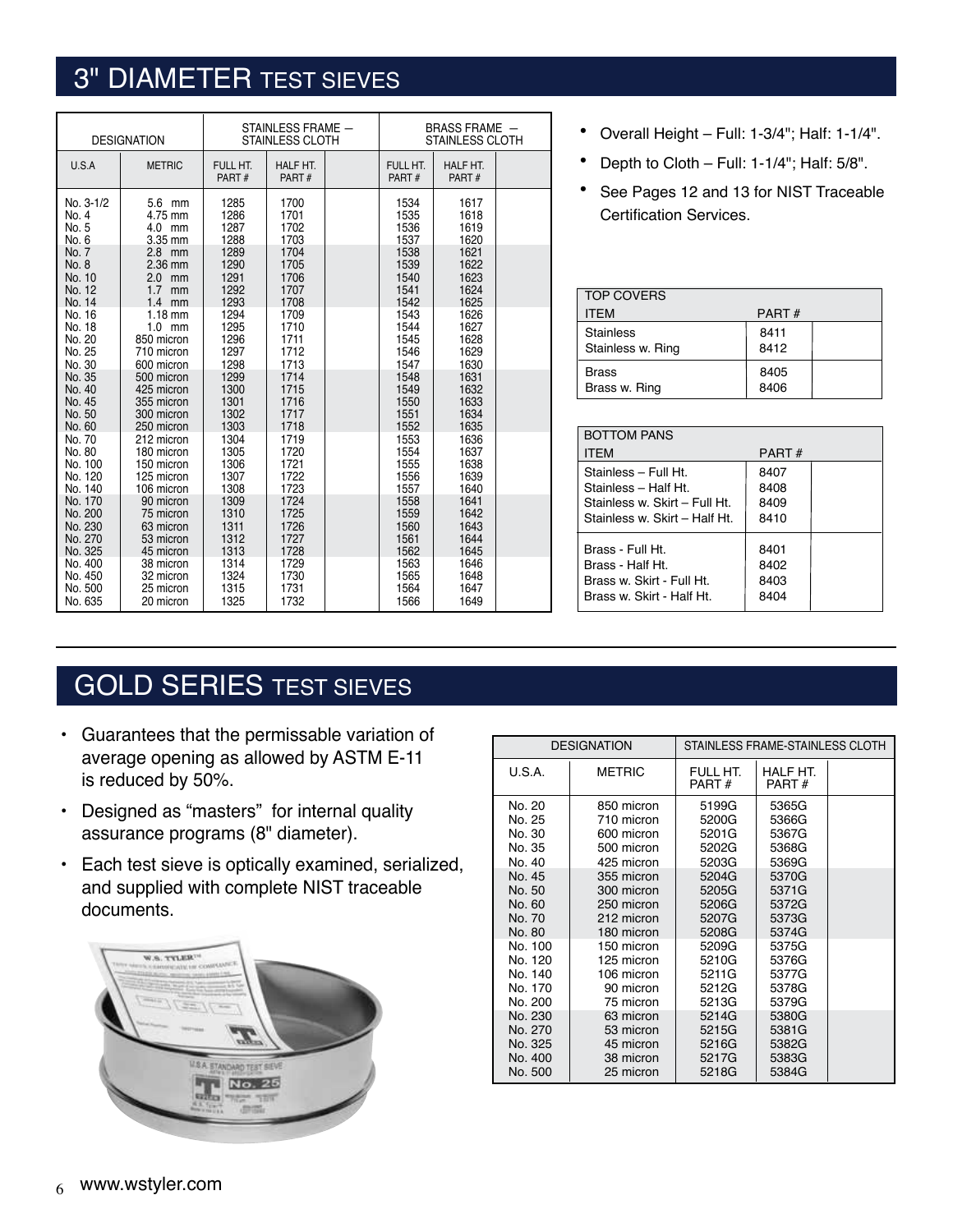## 3" DIAMETER TEST SIEVES

| DESIGNATION | | STAINLESS FRAME — STAINLESS CLOTH | | | BRASS FRAME — STAINLESS CLOTH | | |
|---|---|---|---|---|---|---|---|
| U.S.A | METRIC | FULL HT. PART # | HALF HT. PART # | | FULL HT. PART # | HALF HT. PART # | |
| No. 3-1/2 | 5.6 mm | 1285 | 1700 | | 1534 | 1617 | |
| No. 4 | 4.75 mm | 1286 | 1701 | | 1535 | 1618 | |
| No. 5 | 4.0 mm | 1287 | 1702 | | 1536 | 1619 | |
| No. 6 | 3.35 mm | 1288 | 1703 | | 1537 | 1620 | |
| No. 7 | 2.8 mm | 1289 | 1704 | | 1538 | 1621 | |
| No. 8 | 2.36 mm | 1290 | 1705 | | 1539 | 1622 | |
| No. 10 | 2.0 mm | 1291 | 1706 | | 1540 | 1623 | |
| No. 12 | 1.7 mm | 1292 | 1707 | | 1541 | 1624 | |
| No. 14 | 1.4 mm | 1293 | 1708 | | 1542 | 1625 | |
| No. 16 | 1.18 mm | 1294 | 1709 | | 1543 | 1626 | |
| No. 18 | 1.0 mm | 1295 | 1710 | | 1544 | 1627 | |
| No. 20 | 850 micron | 1296 | 1711 | | 1545 | 1628 | |
| No. 25 | 710 micron | 1297 | 1712 | | 1546 | 1629 | |
| No. 30 | 600 micron | 1298 | 1713 | | 1547 | 1630 | |
| No. 35 | 500 micron | 1299 | 1714 | | 1548 | 1631 | |
| No. 40 | 425 micron | 1300 | 1715 | | 1549 | 1632 | |
| No. 45 | 355 micron | 1301 | 1716 | | 1550 | 1633 | |
| No. 50 | 300 micron | 1302 | 1717 | | 1551 | 1634 | |
| No. 60 | 250 micron | 1303 | 1718 | | 1552 | 1635 | |
| No. 70 | 212 micron | 1304 | 1719 | | 1553 | 1636 | |
| No. 80 | 180 micron | 1305 | 1720 | | 1554 | 1637 | |
| No. 100 | 150 micron | 1306 | 1721 | | 1555 | 1638 | |
| No. 120 | 125 micron | 1307 | 1722 | | 1556 | 1639 | |
| No. 140 | 106 micron | 1308 | 1723 | | 1557 | 1640 | |
| No. 170 | 90 micron | 1309 | 1724 | | 1558 | 1641 | |
| No. 200 | 75 micron | 1310 | 1725 | | 1559 | 1642 | |
| No. 230 | 63 micron | 1311 | 1726 | | 1560 | 1643 | |
| No. 270 | 53 micron | 1312 | 1727 | | 1561 | 1644 | |
| No. 325 | 45 micron | 1313 | 1728 | | 1562 | 1645 | |
| No. 400 | 38 micron | 1314 | 1729 | | 1563 | 1646 | |
| No. 450 | 32 micron | 1324 | 1730 | | 1565 | 1648 | |
| No. 500 | 25 micron | 1315 | 1731 | | 1564 | 1647 | |
| No. 635 | 20 micron | 1325 | 1732 | | 1566 | 1649 | |

- Overall Height – Full: 1-3/4"; Half: 1-1/4".
- Depth to Cloth – Full: 1-1/4"; Half: 5/8".
- See Pages 12 and 13 for NIST Traceable Certification Services.

| TOP COVERS | | |
|---|---|---|
| ITEM | PART # | |
| Stainless | 8411 | |
| Stainless w. Ring | 8412 | |
| Brass | 8405 | |
| Brass w. Ring | 8406 | |

| BOTTOM PANS | | |
|---|---|---|
| ITEM | PART # | |
| Stainless – Full Ht. | 8407 | |
| Stainless – Half Ht. | 8408 | |
| Stainless w. Skirt – Full Ht. | 8409 | |
| Stainless w. Skirt – Half Ht. | 8410 | |
| Brass - Full Ht. | 8401 | |
| Brass - Half Ht. | 8402 | |
| Brass w. Skirt - Full Ht. | 8403 | |
| Brass w. Skirt - Half Ht. | 8404 | |

## GOLD SERIES TEST SIEVES

- Guarantees that the permissable variation of average opening as allowed by ASTM E-11 is reduced by 50%.
- Designed as "masters" for internal quality assurance programs (8" diameter).
- Each test sieve is optically examined, serialized, and supplied with complete NIST traceable documents.

| DESIGNATION | | STAINLESS FRAME-STAINLESS CLOTH | | |
|---|---|---|---|---|
| U.S.A. | METRIC | FULL HT. PART # | HALF HT. PART # | |
| No. 20 | 850 micron | 5199G | 5365G | |
| No. 25 | 710 micron | 5200G | 5366G | |
| No. 30 | 600 micron | 5201G | 5367G | |
| No. 35 | 500 micron | 5202G | 5368G | |
| No. 40 | 425 micron | 5203G | 5369G | |
| No. 45 | 355 micron | 5204G | 5370G | |
| No. 50 | 300 micron | 5205G | 5371G | |
| No. 60 | 250 micron | 5206G | 5372G | |
| No. 70 | 212 micron | 5207G | 5373G | |
| No. 80 | 180 micron | 5208G | 5374G | |
| No. 100 | 150 micron | 5209G | 5375G | |
| No. 120 | 125 micron | 5210G | 5376G | |
| No. 140 | 106 micron | 5211G | 5377G | |
| No. 170 | 90 micron | 5212G | 5378G | |
| No. 200 | 75 micron | 5213G | 5379G | |
| No. 230 | 63 micron | 5214G | 5380G | |
| No. 270 | 53 micron | 5215G | 5381G | |
| No. 325 | 45 micron | 5216G | 5382G | |
| No. 400 | 38 micron | 5217G | 5383G | |
| No. 500 | 25 micron | 5218G | 5384G | |

www.wstyler.com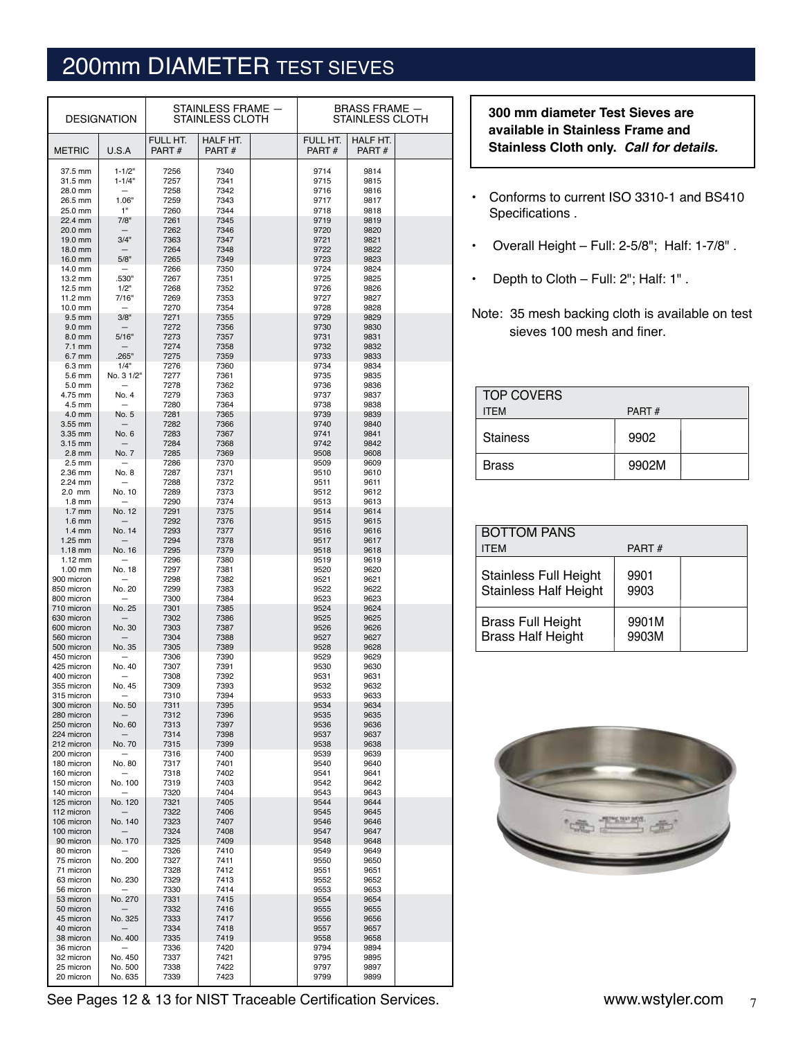# 200mm DIAMETER TEST SIEVES

| DESIGNATION | | STAINLESS FRAME — STAINLESS CLOTH | | | BRASS FRAME — STAINLESS CLOTH | | |
|---|---|---|---|---|---|---|---|
| METRIC | U.S.A | FULL HT. PART # | HALF HT. PART # | | FULL HT. PART # | HALF HT. PART # | |
| 37.5 mm | 1-1/2" | 7256 | 7340 | | 9714 | 9814 | |
| 31.5 mm | 1-1/4" | 7257 | 7341 | | 9715 | 9815 | |
| 28.0 mm | — | 7258 | 7342 | | 9716 | 9816 | |
| 26.5 mm | 1.06" | 7259 | 7343 | | 9717 | 9817 | |
| 25.0 mm | 1" | 7260 | 7344 | | 9718 | 9818 | |
| 22.4 mm | 7/8" | 7261 | 7345 | | 9719 | 9819 | |
| 20.0 mm | — | 7262 | 7346 | | 9720 | 9820 | |
| 19.0 mm | 3/4" | 7363 | 7347 | | 9721 | 9821 | |
| 18.0 mm | — | 7264 | 7348 | | 9722 | 9822 | |
| 16.0 mm | 5/8" | 7265 | 7349 | | 9723 | 9823 | |
| 14.0 mm | — | 7266 | 7350 | | 9724 | 9824 | |
| 13.2 mm | .530" | 7267 | 7351 | | 9725 | 9825 | |
| 12.5 mm | 1/2" | 7268 | 7352 | | 9726 | 9826 | |
| 11.2 mm | 7/16" | 7269 | 7353 | | 9727 | 9827 | |
| 10.0 mm | — | 7270 | 7354 | | 9728 | 9828 | |
| 9.5 mm | 3/8" | 7271 | 7355 | | 9729 | 9829 | |
| 9.0 mm | — | 7272 | 7356 | | 9730 | 9830 | |
| 8.0 mm | 5/16" | 7273 | 7357 | | 9731 | 9831 | |
| 7.1 mm | — | 7274 | 7358 | | 9732 | 9832 | |
| 6.7 mm | .265" | 7275 | 7359 | | 9733 | 9833 | |
| 6.3 mm | 1/4" | 7276 | 7360 | | 9734 | 9834 | |
| 5.6 mm | No. 3 1/2" | 7277 | 7361 | | 9735 | 9835 | |
| 5.0 mm | — | 7278 | 7362 | | 9736 | 9836 | |
| 4.75 mm | No. 4 | 7279 | 7363 | | 9737 | 9837 | |
| 4.5 mm | — | 7280 | 7364 | | 9738 | 9838 | |
| 4.0 mm | No. 5 | 7281 | 7365 | | 9739 | 9839 | |
| 3.55 mm | — | 7282 | 7366 | | 9740 | 9840 | |
| 3.35 mm | No. 6 | 7283 | 7367 | | 9741 | 9841 | |
| 3.15 mm | — | 7284 | 7368 | | 9742 | 9842 | |
| 2.8 mm | No. 7 | 7285 | 7369 | | 9508 | 9608 | |
| 2.5 mm | — | 7286 | 7370 | | 9509 | 9609 | |
| 2.36 mm | No. 8 | 7287 | 7371 | | 9510 | 9610 | |
| 2.24 mm | — | 7288 | 7372 | | 9511 | 9611 | |
| 2.0 mm | No. 10 | 7289 | 7373 | | 9512 | 9612 | |
| 1.8 mm | — | 7290 | 7374 | | 9513 | 9613 | |
| 1.7 mm | No. 12 | 7291 | 7375 | | 9514 | 9614 | |
| 1.6 mm | — | 7292 | 7376 | | 9515 | 9615 | |
| 1.4 mm | No. 14 | 7293 | 7377 | | 9516 | 9616 | |
| 1.25 mm | — | 7294 | 7378 | | 9517 | 9617 | |
| 1.18 mm | No. 16 | 7295 | 7379 | | 9518 | 9618 | |
| 1.12 mm | — | 7296 | 7380 | | 9519 | 9619 | |
| 1.00 mm | No. 18 | 7297 | 7381 | | 9520 | 9620 | |
| 900 micron | — | 7298 | 7382 | | 9521 | 9621 | |
| 850 micron | No. 20 | 7299 | 7383 | | 9522 | 9622 | |
| 800 micron | — | 7300 | 7384 | | 9523 | 9623 | |
| 710 micron | No. 25 | 7301 | 7385 | | 9524 | 9624 | |
| 630 micron | — | 7302 | 7386 | | 9525 | 9625 | |
| 600 micron | No. 30 | 7303 | 7387 | | 9526 | 9626 | |
| 560 micron | — | 7304 | 7388 | | 9527 | 9627 | |
| 500 micron | No. 35 | 7305 | 7389 | | 9528 | 9628 | |
| 450 micron | — | 7306 | 7390 | | 9529 | 9629 | |
| 425 micron | No. 40 | 7307 | 7391 | | 9530 | 9630 | |
| 400 micron | — | 7308 | 7392 | | 9531 | 9631 | |
| 355 micron | No. 45 | 7309 | 7393 | | 9532 | 9632 | |
| 315 micron | — | 7310 | 7394 | | 9533 | 9633 | |
| 300 micron | No. 50 | 7311 | 7395 | | 9534 | 9634 | |
| 280 micron | — | 7312 | 7396 | | 9535 | 9635 | |
| 250 micron | No. 60 | 7313 | 7397 | | 9536 | 9636 | |
| 224 micron | — | 7314 | 7398 | | 9537 | 9637 | |
| 212 micron | No. 70 | 7315 | 7399 | | 9538 | 9638 | |
| 200 micron | — | 7316 | 7400 | | 9539 | 9639 | |
| 180 micron | No. 80 | 7317 | 7401 | | 9540 | 9640 | |
| 160 micron | — | 7318 | 7402 | | 9541 | 9641 | |
| 150 micron | No. 100 | 7319 | 7403 | | 9542 | 9642 | |
| 140 micron | — | 7320 | 7404 | | 9543 | 9643 | |
| 125 micron | No. 120 | 7321 | 7405 | | 9544 | 9644 | |
| 112 micron | — | 7322 | 7406 | | 9545 | 9645 | |
| 106 micron | No. 140 | 7323 | 7407 | | 9546 | 9646 | |
| 100 micron | — | 7324 | 7408 | | 9547 | 9647 | |
| 90 micron | No. 170 | 7325 | 7409 | | 9548 | 9648 | |
| 80 micron | — | 7326 | 7410 | | 9549 | 9649 | |
| 75 micron | No. 200 | 7327 | 7411 | | 9550 | 9650 | |
| 71 micron | | 7328 | 7412 | | 9551 | 9651 | |
| 63 micron | No. 230 | 7329 | 7413 | | 9552 | 9652 | |
| 56 micron | — | 7330 | 7414 | | 9553 | 9653 | |
| 53 micron | No. 270 | 7331 | 7415 | | 9554 | 9654 | |
| 50 micron | — | 7332 | 7416 | | 9555 | 9655 | |
| 45 micron | No. 325 | 7333 | 7417 | | 9556 | 9656 | |
| 40 micron | — | 7334 | 7418 | | 9557 | 9657 | |
| 38 micron | No. 400 | 7335 | 7419 | | 9558 | 9658 | |
| 36 micron | — | 7336 | 7420 | | 9794 | 9894 | |
| 32 micron | No. 450 | 7337 | 7421 | | 9795 | 9895 | |
| 25 micron | No. 500 | 7338 | 7422 | | 9797 | 9897 | |
| 20 micron | No. 635 | 7339 | 7423 | | 9799 | 9899 | |

**300 mm diameter Test Sieves are available in Stainless Frame and Stainless Cloth only. *Call for details.***

- Conforms to current ISO 3310-1 and BS410 Specifications .
- Overall Height – Full: 2-5/8"; Half: 1-7/8" .
- Depth to Cloth – Full: 2"; Half: 1" .

Note: 35 mesh backing cloth is available on test sieves 100 mesh and finer.

| TOP COVERS | | |
|---|---|---|
| ITEM | PART # | |
| Stainess | 9902 | |
| Brass | 9902M | |

| BOTTOM PANS | | |
|---|---|---|
| ITEM | PART # | |
| Stainless Full Height<br>Stainless Half Height | 9901<br>9903 | |
| Brass Full Height<br>Brass Half Height | 9901M<br>9903M | |

See Pages 12 & 13 for NIST Traceable Certification Services.

www.wstyler.com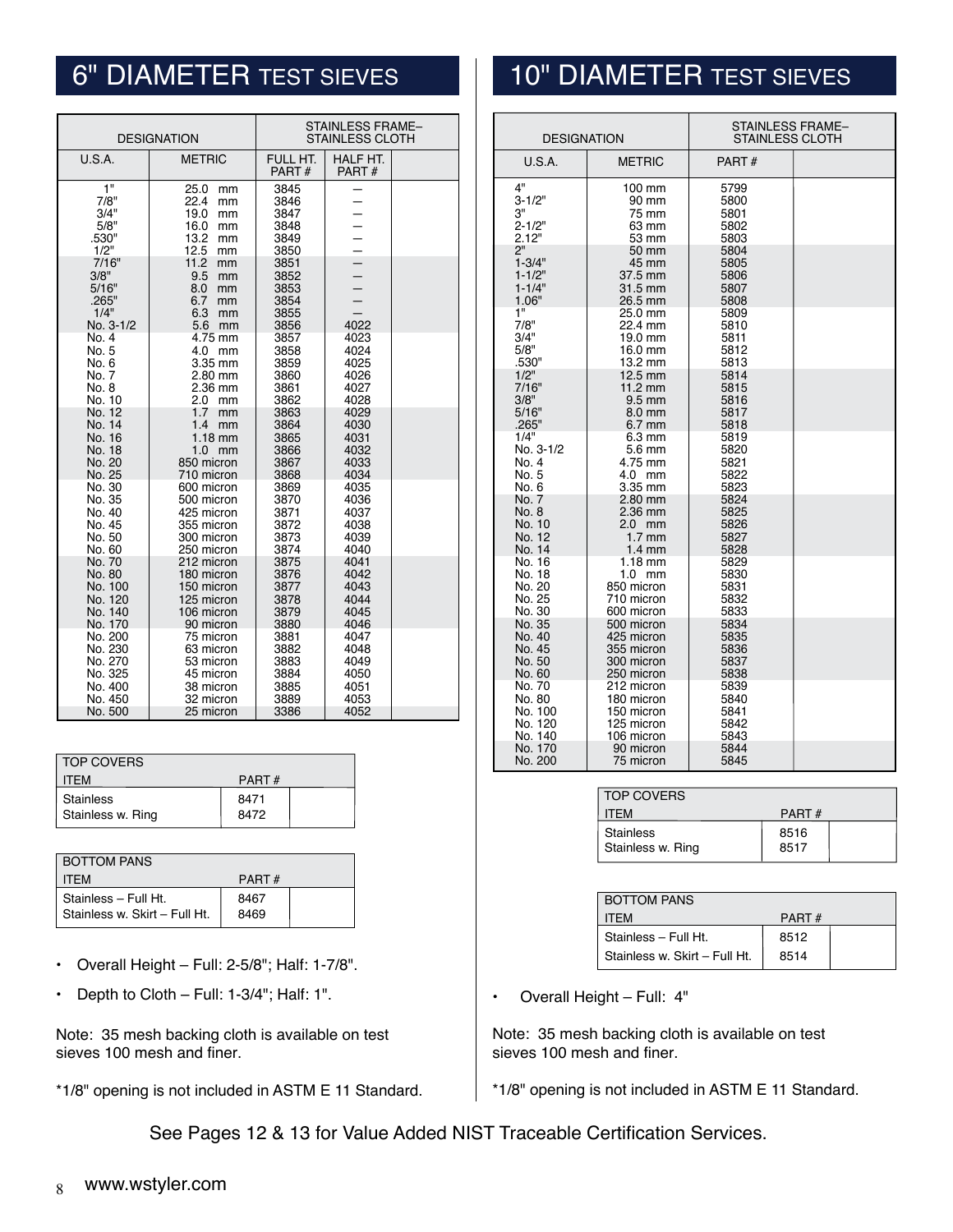# 6" DIAMETER TEST SIEVES

| DESIGNATION | | STAINLESS FRAME– STAINLESS CLOTH | | |
|---|---|---|---|---|
| U.S.A. | METRIC | FULL HT. PART # | HALF HT. PART # | |
| 1" | 25.0 mm | 3845 | – | |
| 7/8" | 22.4 mm | 3846 | – | |
| 3/4" | 19.0 mm | 3847 | – | |
| 5/8" | 16.0 mm | 3848 | – | |
| .530" | 13.2 mm | 3849 | – | |
| 1/2" | 12.5 mm | 3850 | – | |
| 7/16" | 11.2 mm | 3851 | – | |
| 3/8" | 9.5 mm | 3852 | – | |
| 5/16" | 8.0 mm | 3853 | – | |
| .265" | 6.7 mm | 3854 | – | |
| 1/4" | 6.3 mm | 3855 | – | |
| No. 3-1/2 | 5.6 mm | 3856 | 4022 | |
| No. 4 | 4.75 mm | 3857 | 4023 | |
| No. 5 | 4.0 mm | 3858 | 4024 | |
| No. 6 | 3.35 mm | 3859 | 4025 | |
| No. 7 | 2.80 mm | 3860 | 4026 | |
| No. 8 | 2.36 mm | 3861 | 4027 | |
| No. 10 | 2.0 mm | 3862 | 4028 | |
| No. 12 | 1.7 mm | 3863 | 4029 | |
| No. 14 | 1.4 mm | 3864 | 4030 | |
| No. 16 | 1.18 mm | 3865 | 4031 | |
| No. 18 | 1.0 mm | 3866 | 4032 | |
| No. 20 | 850 micron | 3867 | 4033 | |
| No. 25 | 710 micron | 3868 | 4034 | |
| No. 30 | 600 micron | 3869 | 4035 | |
| No. 35 | 500 micron | 3870 | 4036 | |
| No. 40 | 425 micron | 3871 | 4037 | |
| No. 45 | 355 micron | 3872 | 4038 | |
| No. 50 | 300 micron | 3873 | 4039 | |
| No. 60 | 250 micron | 3874 | 4040 | |
| No. 70 | 212 micron | 3875 | 4041 | |
| No. 80 | 180 micron | 3876 | 4042 | |
| No. 100 | 150 micron | 3877 | 4043 | |
| No. 120 | 125 micron | 3878 | 4044 | |
| No. 140 | 106 micron | 3879 | 4045 | |
| No. 170 | 90 micron | 3880 | 4046 | |
| No. 200 | 75 micron | 3881 | 4047 | |
| No. 230 | 63 micron | 3882 | 4048 | |
| No. 270 | 53 micron | 3883 | 4049 | |
| No. 325 | 45 micron | 3884 | 4050 | |
| No. 400 | 38 micron | 3885 | 4051 | |
| No. 450 | 32 micron | 3889 | 4053 | |
| No. 500 | 25 micron | 3386 | 4052 | |

| TOP COVERS | | |
|---|---|---|
| ITEM | PART # | |
| Stainless | 8471 | |
| Stainless w. Ring | 8472 | |

| BOTTOM PANS | | |
|---|---|---|
| ITEM | PART # | |
| Stainless – Full Ht. | 8467 | |
| Stainless w. Skirt – Full Ht. | 8469 | |

- Overall Height – Full: 2-5/8"; Half: 1-7/8".
- Depth to Cloth – Full: 1-3/4"; Half: 1".

Note: 35 mesh backing cloth is available on test sieves 100 mesh and finer.

*1/8" opening is not included in ASTM E 11 Standard.

# 10" DIAMETER TEST SIEVES

| DESIGNATION | | STAINLESS FRAME– STAINLESS CLOTH | |
|---|---|---|---|
| U.S.A. | METRIC | PART # | |
| 4" | 100 mm | 5799 | |
| 3-1/2" | 90 mm | 5800 | |
| 3" | 75 mm | 5801 | |
| 2-1/2" | 63 mm | 5802 | |
| 2.12" | 53 mm | 5803 | |
| 2" | 50 mm | 5804 | |
| 1-3/4" | 45 mm | 5805 | |
| 1-1/2" | 37.5 mm | 5806 | |
| 1-1/4" | 31.5 mm | 5807 | |
| 1.06" | 26.5 mm | 5808 | |
| 1" | 25.0 mm | 5809 | |
| 7/8" | 22.4 mm | 5810 | |
| 3/4" | 19.0 mm | 5811 | |
| 5/8" | 16.0 mm | 5812 | |
| .530" | 13.2 mm | 5813 | |
| 1/2" | 12.5 mm | 5814 | |
| 7/16" | 11.2 mm | 5815 | |
| 3/8" | 9.5 mm | 5816 | |
| 5/16" | 8.0 mm | 5817 | |
| .265" | 6.7 mm | 5818 | |
| 1/4" | 6.3 mm | 5819 | |
| No. 3-1/2 | 5.6 mm | 5820 | |
| No. 4 | 4.75 mm | 5821 | |
| No. 5 | 4.0 mm | 5822 | |
| No. 6 | 3.35 mm | 5823 | |
| No. 7 | 2.80 mm | 5824 | |
| No. 8 | 2.36 mm | 5825 | |
| No. 10 | 2.0 mm | 5826 | |
| No. 12 | 1.7 mm | 5827 | |
| No. 14 | 1.4 mm | 5828 | |
| No. 16 | 1.18 mm | 5829 | |
| No. 18 | 1.0 mm | 5830 | |
| No. 20 | 850 micron | 5831 | |
| No. 25 | 710 micron | 5832 | |
| No. 30 | 600 micron | 5833 | |
| No. 35 | 500 micron | 5834 | |
| No. 40 | 425 micron | 5835 | |
| No. 45 | 355 micron | 5836 | |
| No. 50 | 300 micron | 5837 | |
| No. 60 | 250 micron | 5838 | |
| No. 70 | 212 micron | 5839 | |
| No. 80 | 180 micron | 5840 | |
| No. 100 | 150 micron | 5841 | |
| No. 120 | 125 micron | 5842 | |
| No. 140 | 106 micron | 5843 | |
| No. 170 | 90 micron | 5844 | |
| No. 200 | 75 micron | 5845 | |

| TOP COVERS | | |
|---|---|---|
| ITEM | PART # | |
| Stainless | 8516 | |
| Stainless w. Ring | 8517 | |

| BOTTOM PANS | | |
|---|---|---|
| ITEM | PART # | |
| Stainless – Full Ht. | 8512 | |
| Stainless w. Skirt – Full Ht. | 8514 | |

- Overall Height – Full: 4"

Note: 35 mesh backing cloth is available on test sieves 100 mesh and finer.

*1/8" opening is not included in ASTM E 11 Standard.

See Pages 12 & 13 for Value Added NIST Traceable Certification Services.

www.wstyler.com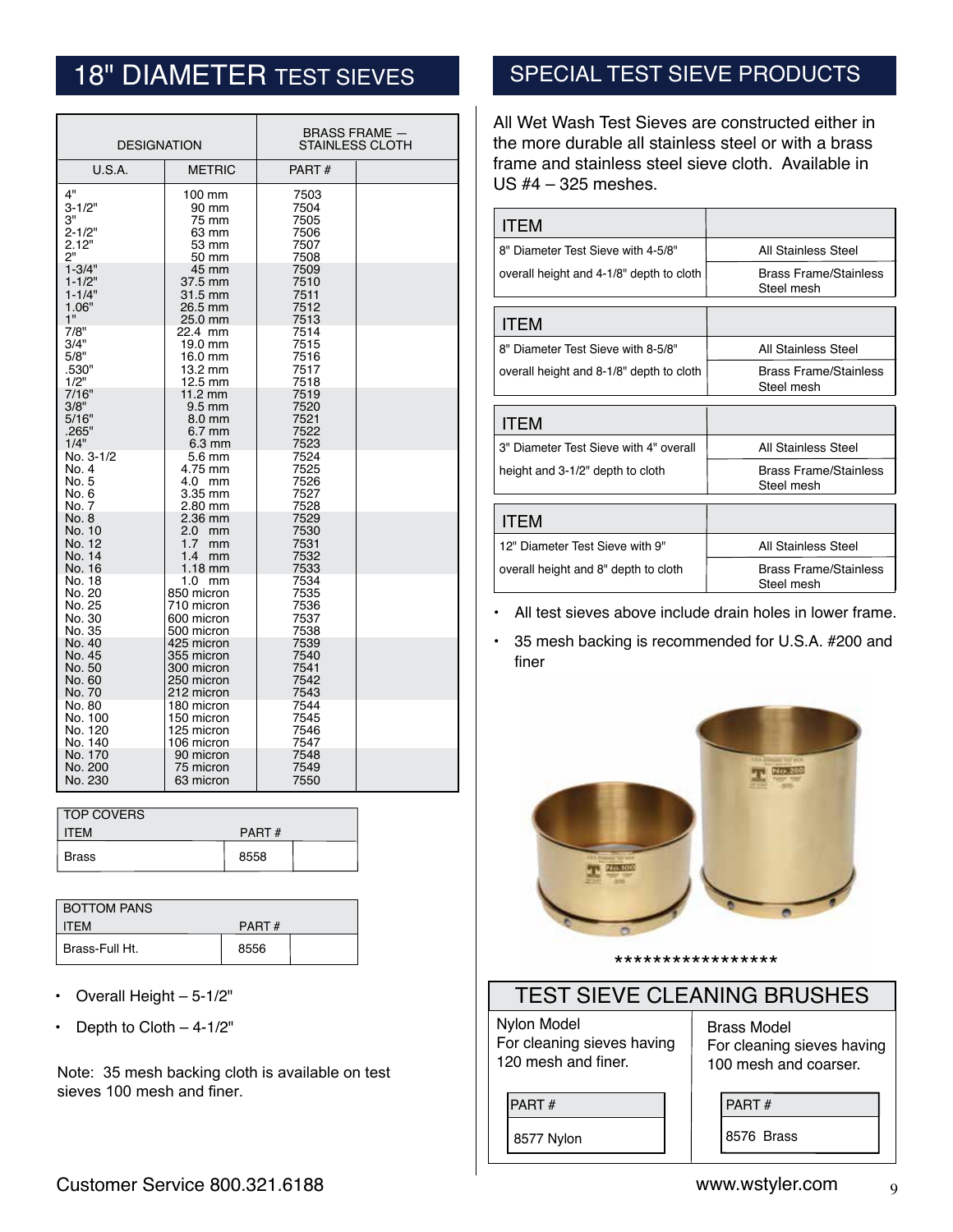# 18" DIAMETER TEST SIEVES

| DESIGNATION | | BRASS FRAME — STAINLESS CLOTH | |
|---|---|---|---|
| U.S.A. | METRIC | PART # | |
| 4" | 100 mm | 7503 | |
| 3-1/2" | 90 mm | 7504 | |
| 3" | 75 mm | 7505 | |
| 2-1/2" | 63 mm | 7506 | |
| 2.12" | 53 mm | 7507 | |
| 2" | 50 mm | 7508 | |
| 1-3/4" | 45 mm | 7509 | |
| 1-1/2" | 37.5 mm | 7510 | |
| 1-1/4" | 31.5 mm | 7511 | |
| 1.06" | 26.5 mm | 7512 | |
| 1" | 25.0 mm | 7513 | |
| 7/8" | 22.4 mm | 7514 | |
| 3/4" | 19.0 mm | 7515 | |
| 5/8" | 16.0 mm | 7516 | |
| .530" | 13.2 mm | 7517 | |
| 1/2" | 12.5 mm | 7518 | |
| 7/16" | 11.2 mm | 7519 | |
| 3/8" | 9.5 mm | 7520 | |
| 5/16" | 8.0 mm | 7521 | |
| .265" | 6.7 mm | 7522 | |
| 1/4" | 6.3 mm | 7523 | |
| No. 3-1/2 | 5.6 mm | 7524 | |
| No. 4 | 4.75 mm | 7525 | |
| No. 5 | 4.0 mm | 7526 | |
| No. 6 | 3.35 mm | 7527 | |
| No. 7 | 2.80 mm | 7528 | |
| No. 8 | 2.36 mm | 7529 | |
| No. 10 | 2.0 mm | 7530 | |
| No. 12 | 1.7 mm | 7531 | |
| No. 14 | 1.4 mm | 7532 | |
| No. 16 | 1.18 mm | 7533 | |
| No. 18 | 1.0 mm | 7534 | |
| No. 20 | 850 micron | 7535 | |
| No. 25 | 710 micron | 7536 | |
| No. 30 | 600 micron | 7537 | |
| No. 35 | 500 micron | 7538 | |
| No. 40 | 425 micron | 7539 | |
| No. 45 | 355 micron | 7540 | |
| No. 50 | 300 micron | 7541 | |
| No. 60 | 250 micron | 7542 | |
| No. 70 | 212 micron | 7543 | |
| No. 80 | 180 micron | 7544 | |
| No. 100 | 150 micron | 7545 | |
| No. 120 | 125 micron | 7546 | |
| No. 140 | 106 micron | 7547 | |
| No. 170 | 90 micron | 7548 | |
| No. 200 | 75 micron | 7549 | |
| No. 230 | 63 micron | 7550 | |

| TOP COVERS | | |
|---|---|---|
| ITEM | PART # | |
| Brass | 8558 | |

| BOTTOM PANS | | |
|---|---|---|
| ITEM | PART # | |
| Brass-Full Ht. | 8556 | |

- Overall Height – 5-1/2"
- Depth to Cloth – 4-1/2"

Note: 35 mesh backing cloth is available on test sieves 100 mesh and finer.

# SPECIAL TEST SIEVE PRODUCTS

All Wet Wash Test Sieves are constructed either in the more durable all stainless steel or with a brass frame and stainless steel sieve cloth. Available in US #4 – 325 meshes.

| ITEM | |
|---|---|
| 8" Diameter Test Sieve with 4-5/8" | All Stainless Steel |
| overall height and 4-1/8" depth to cloth | Brass Frame/Stainless Steel mesh |

| ITEM | |
|---|---|
| 8" Diameter Test Sieve with 8-5/8" | All Stainless Steel |
| overall height and 8-1/8" depth to cloth | Brass Frame/Stainless Steel mesh |

| ITEM | |
|---|---|
| 3" Diameter Test Sieve with 4" overall | All Stainless Steel |
| height and 3-1/2" depth to cloth | Brass Frame/Stainless Steel mesh |

| ITEM | |
|---|---|
| 12" Diameter Test Sieve with 9" | All Stainless Steel |
| overall height and 8" depth to cloth | Brass Frame/Stainless Steel mesh |

- All test sieves above include drain holes in lower frame.
- 35 mesh backing is recommended for U.S.A. #200 and finer

*****************

## TEST SIEVE CLEANING BRUSHES

Nylon Model
For cleaning sieves having 120 mesh and finer.

| PART # |
|---|
| 8577 Nylon |

Brass Model
For cleaning sieves having 100 mesh and coarser.

| PART # |
|---|
| 8576 Brass |

Customer Service 800.321.6188

www.wstyler.com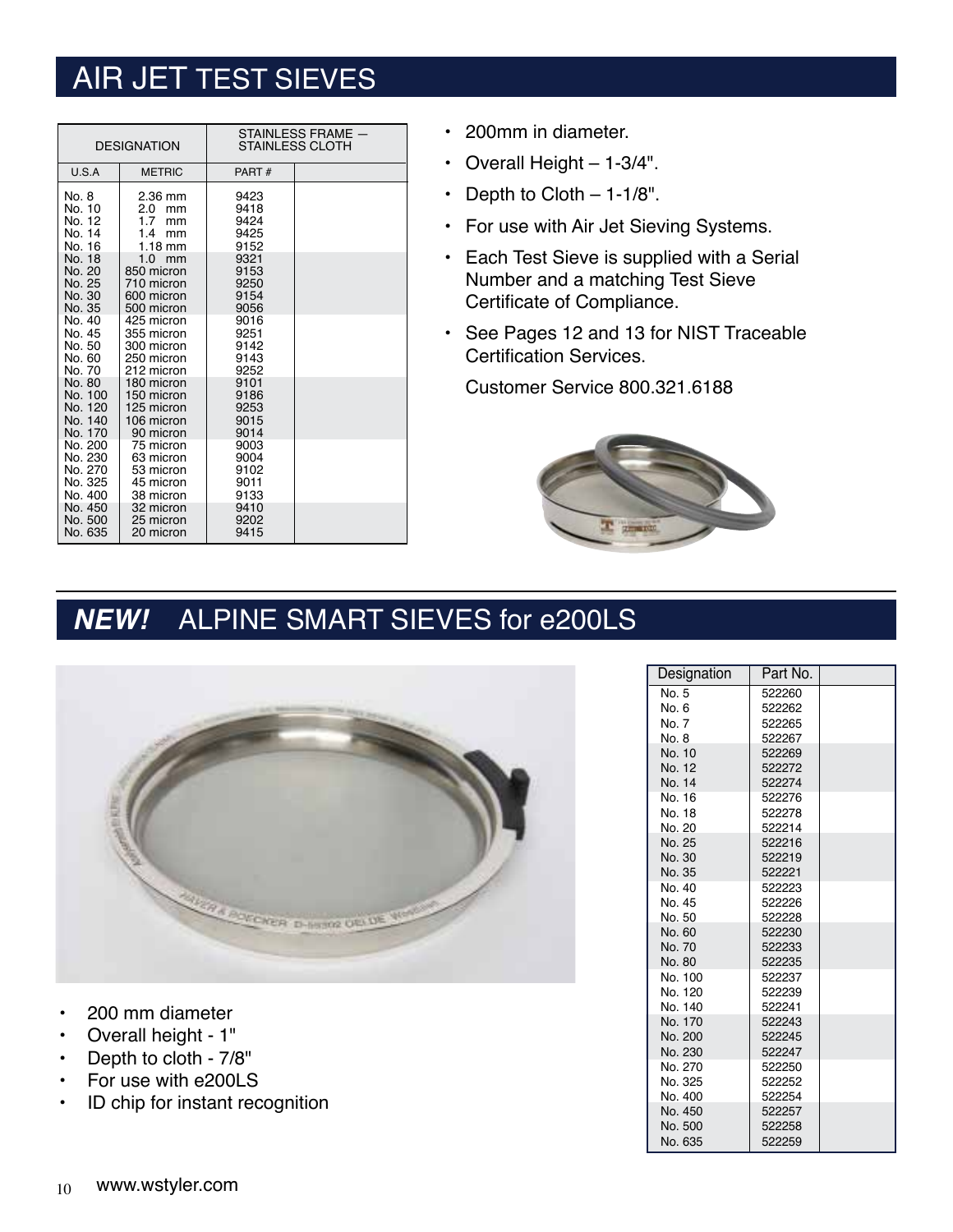# AIR JET TEST SIEVES

| DESIGNATION | | STAINLESS FRAME — STAINLESS CLOTH | |
|---|---|---|---|
| U.S.A | METRIC | PART # | |
| No. 8 | 2.36 mm | 9423 | |
| No. 10 | 2.0 mm | 9418 | |
| No. 12 | 1.7 mm | 9424 | |
| No. 14 | 1.4 mm | 9425 | |
| No. 16 | 1.18 mm | 9152 | |
| No. 18 | 1.0 mm | 9321 | |
| No. 20 | 850 micron | 9153 | |
| No. 25 | 710 micron | 9250 | |
| No. 30 | 600 micron | 9154 | |
| No. 35 | 500 micron | 9056 | |
| No. 40 | 425 micron | 9016 | |
| No. 45 | 355 micron | 9251 | |
| No. 50 | 300 micron | 9142 | |
| No. 60 | 250 micron | 9143 | |
| No. 70 | 212 micron | 9252 | |
| No. 80 | 180 micron | 9101 | |
| No. 100 | 150 micron | 9186 | |
| No. 120 | 125 micron | 9253 | |
| No. 140 | 106 micron | 9015 | |
| No. 170 | 90 micron | 9014 | |
| No. 200 | 75 micron | 9003 | |
| No. 230 | 63 micron | 9004 | |
| No. 270 | 53 micron | 9102 | |
| No. 325 | 45 micron | 9011 | |
| No. 400 | 38 micron | 9133 | |
| No. 450 | 32 micron | 9410 | |
| No. 500 | 25 micron | 9202 | |
| No. 635 | 20 micron | 9415 | |

- 200mm in diameter.
- Overall Height – 1-3/4".
- Depth to Cloth – 1-1/8".
- For use with Air Jet Sieving Systems.
- Each Test Sieve is supplied with a Serial Number and a matching Test Sieve Certificate of Compliance.
- See Pages 12 and 13 for NIST Traceable Certification Services.

Customer Service 800.321.6188

# *NEW!* ALPINE SMART SIEVES for e200LS

- 200 mm diameter
- Overall height - 1"
- Depth to cloth - 7/8"
- For use with e200LS
- ID chip for instant recognition

| Designation | Part No. | |
|---|---|---|
| No. 5 | 522260 | |
| No. 6 | 522262 | |
| No. 7 | 522265 | |
| No. 8 | 522267 | |
| No. 10 | 522269 | |
| No. 12 | 522272 | |
| No. 14 | 522274 | |
| No. 16 | 522276 | |
| No. 18 | 522278 | |
| No. 20 | 522214 | |
| No. 25 | 522216 | |
| No. 30 | 522219 | |
| No. 35 | 522221 | |
| No. 40 | 522223 | |
| No. 45 | 522226 | |
| No. 50 | 522228 | |
| No. 60 | 522230 | |
| No. 70 | 522233 | |
| No. 80 | 522235 | |
| No. 100 | 522237 | |
| No. 120 | 522239 | |
| No. 140 | 522241 | |
| No. 170 | 522243 | |
| No. 200 | 522245 | |
| No. 230 | 522247 | |
| No. 270 | 522250 | |
| No. 325 | 522252 | |
| No. 400 | 522254 | |
| No. 450 | 522257 | |
| No. 500 | 522258 | |
| No. 635 | 522259 | |

www.wstyler.com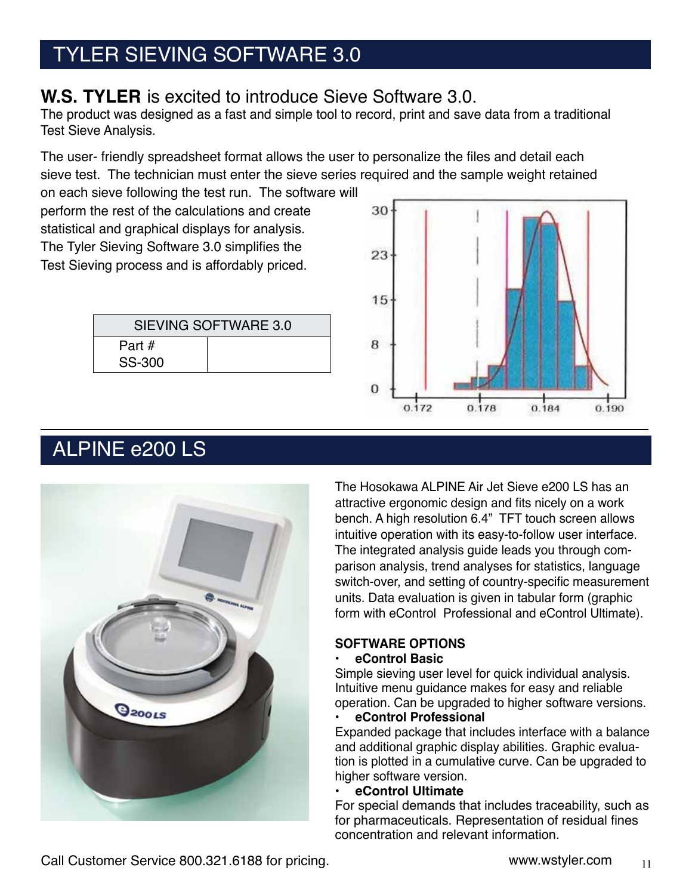## TYLER SIEVING SOFTWARE 3.0

### **W.S. TYLER** is excited to introduce Sieve Software 3.0.

The product was designed as a fast and simple tool to record, print and save data from a traditional Test Sieve Analysis.

The user- friendly spreadsheet format allows the user to personalize the files and detail each sieve test. The technician must enter the sieve series required and the sample weight retained on each sieve following the test run. The software will perform the rest of the calculations and create statistical and graphical displays for analysis. The Tyler Sieving Software 3.0 simplifies the Test Sieving process and is affordably priced.

| SIEVING SOFTWARE 3.0 | |
|---|---|
| Part # SS-300 | |

30
23
15
8
0
0.172
0.178
0.184
0.190

## ALPINE e200 LS

The Hosokawa ALPINE Air Jet Sieve e200 LS has an attractive ergonomic design and fits nicely on a work bench. A high resolution 6.4" TFT touch screen allows intuitive operation with its easy-to-follow user interface. The integrated analysis guide leads you through comparison analysis, trend analyses for statistics, language switch-over, and setting of country-specific measurement units. Data evaluation is given in tabular form (graphic form with eControl Professional and eControl Ultimate).

**SOFTWARE OPTIONS**

- **eControl Basic**

Simple sieving user level for quick individual analysis. Intuitive menu guidance makes for easy and reliable operation. Can be upgraded to higher software versions.

- **eControl Professional**

Expanded package that includes interface with a balance and additional graphic display abilities. Graphic evaluation is plotted in a cumulative curve. Can be upgraded to higher software version.

- **eControl Ultimate**

For special demands that includes traceability, such as for pharmaceuticals. Representation of residual fines concentration and relevant information.

Call Customer Service 800.321.6188 for pricing.

www.wstyler.com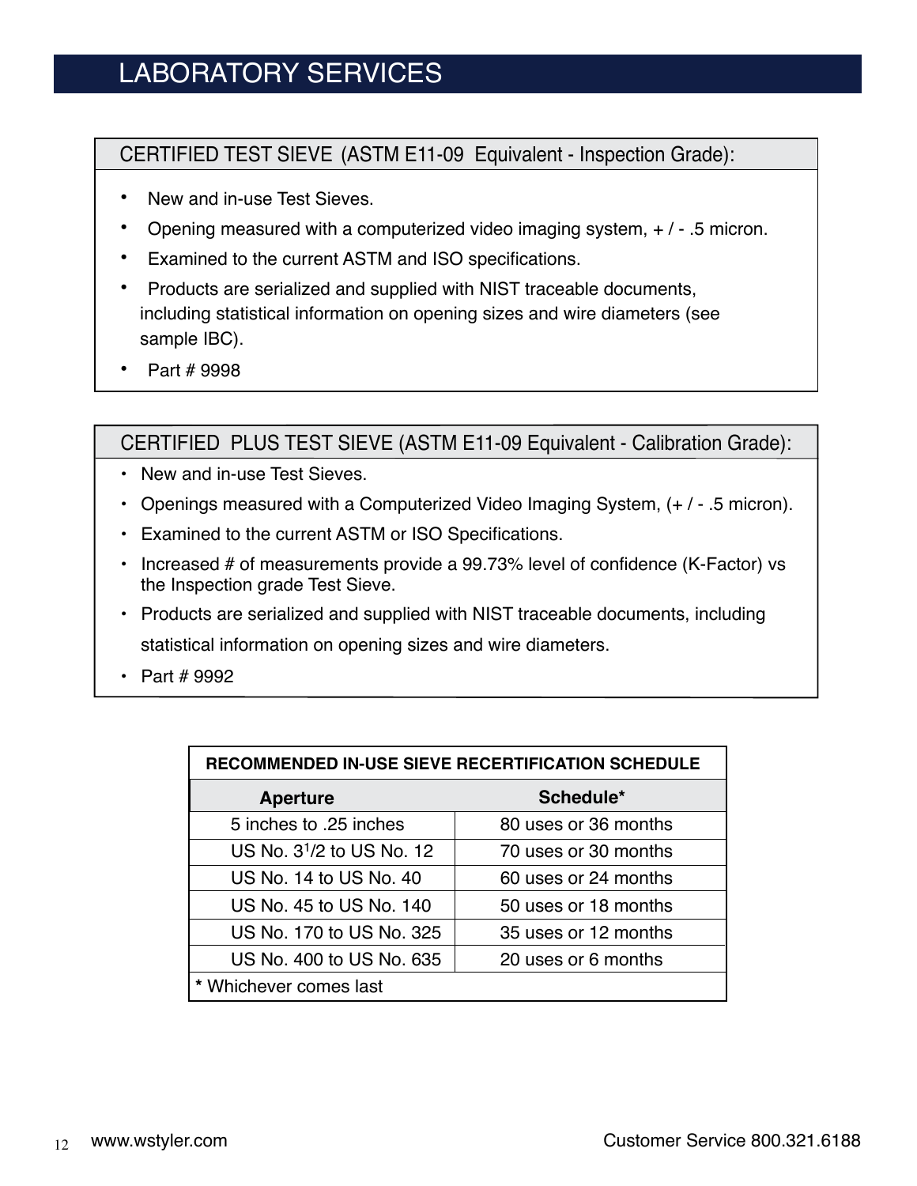# LABORATORY SERVICES

## CERTIFIED TEST SIEVE (ASTM E11-09 Equivalent - Inspection Grade):

- New and in-use Test Sieves.
- Opening measured with a computerized video imaging system, + / - .5 micron.
- Examined to the current ASTM and ISO specifications.
- Products are serialized and supplied with NIST traceable documents, including statistical information on opening sizes and wire diameters (see sample IBC).
- Part # 9998

## CERTIFIED PLUS TEST SIEVE (ASTM E11-09 Equivalent - Calibration Grade):

- New and in-use Test Sieves.
- Openings measured with a Computerized Video Imaging System, (+ / - .5 micron).
- Examined to the current ASTM or ISO Specifications.
- Increased # of measurements provide a 99.73% level of confidence (K-Factor) vs the Inspection grade Test Sieve.
- Products are serialized and supplied with NIST traceable documents, including statistical information on opening sizes and wire diameters.
- Part # 9992

**RECOMMENDED IN-USE SIEVE RECERTIFICATION SCHEDULE**

| Aperture | Schedule* |
|---|---|
| 5 inches to .25 inches | 80 uses or 36 months |
| US No. 3 1/2 to US No. 12 | 70 uses or 30 months |
| US No. 14 to US No. 40 | 60 uses or 24 months |
| US No. 45 to US No. 140 | 50 uses or 18 months |
| US No. 170 to US No. 325 | 35 uses or 12 months |
| US No. 400 to US No. 635 | 20 uses or 6 months |

**\*** Whichever comes last

www.wstyler.com Customer Service 800.321.6188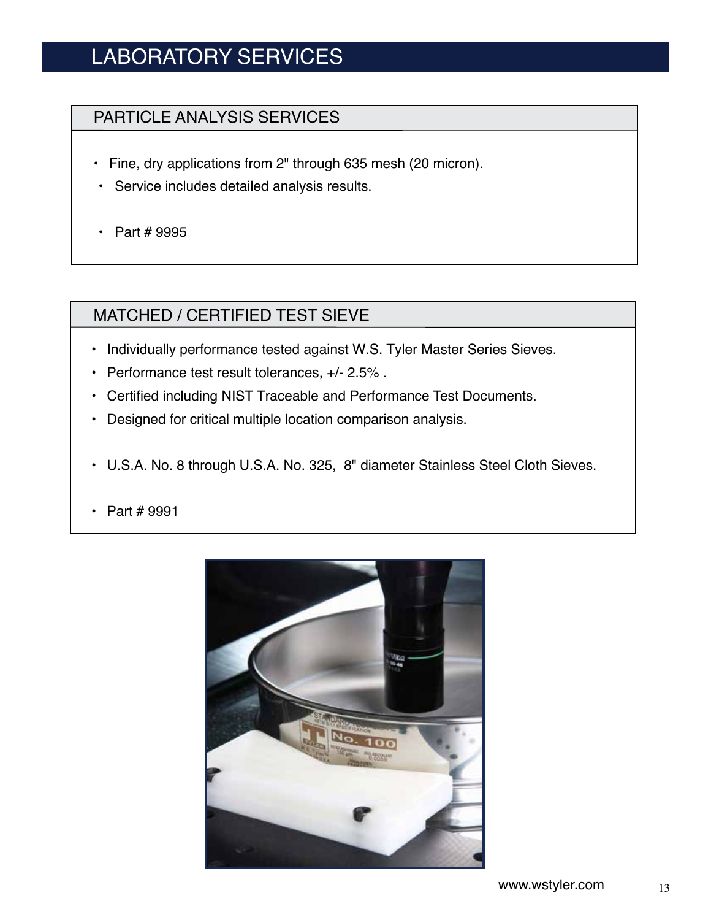# LABORATORY SERVICES

## PARTICLE ANALYSIS SERVICES

- Fine, dry applications from 2" through 635 mesh (20 micron).
- Service includes detailed analysis results.

- Part # 9995

## MATCHED / CERTIFIED TEST SIEVE

- Individually performance tested against W.S. Tyler Master Series Sieves.
- Performance test result tolerances, +/- 2.5% .
- Certified including NIST Traceable and Performance Test Documents.
- Designed for critical multiple location comparison analysis.

- U.S.A. No. 8 through U.S.A. No. 325, 8" diameter Stainless Steel Cloth Sieves.

- Part # 9991

www.wstyler.com